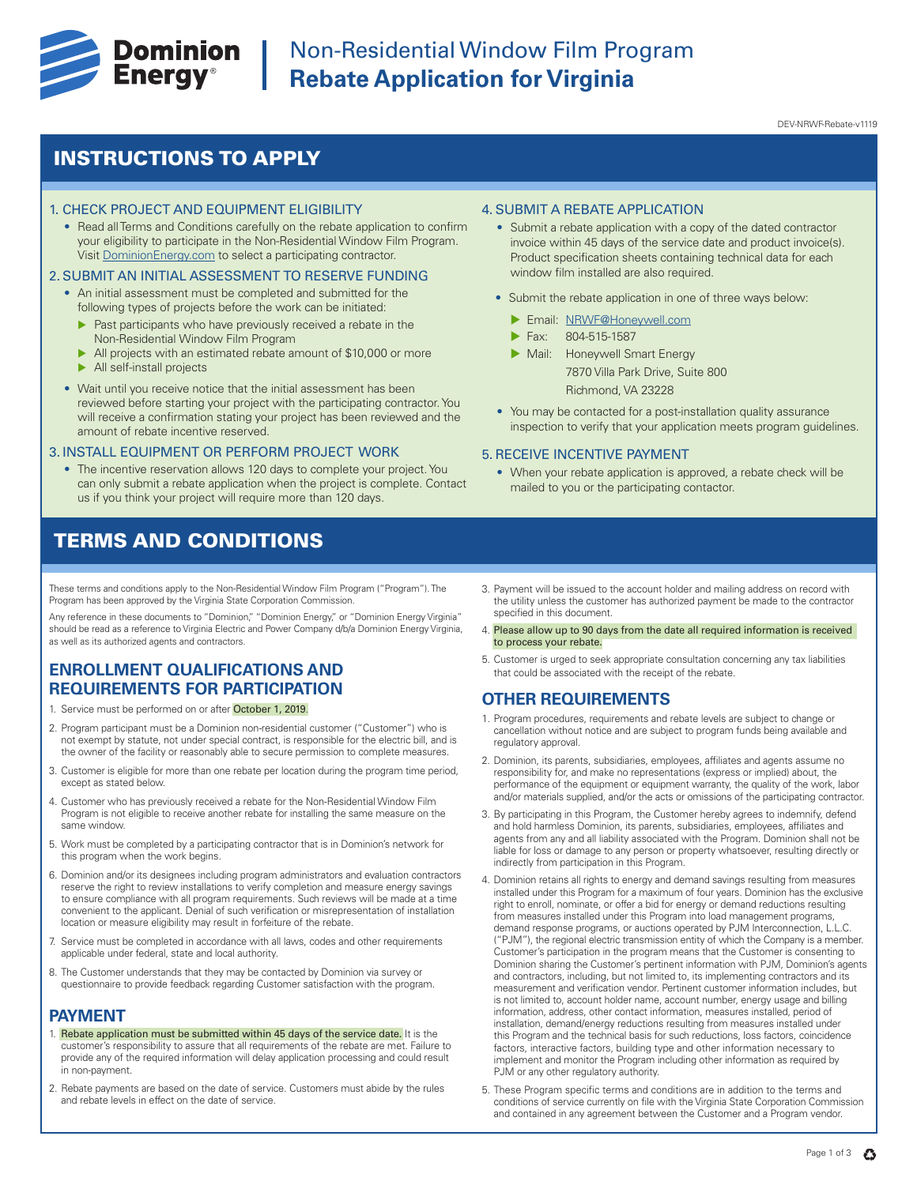# Dominion Energy

## Non-Residential Window Film Program
## Rebate Application for Virginia

DEV-NRWF-Rebate-v1119

## INSTRUCTIONS TO APPLY

### 1. CHECK PROJECT AND EQUIPMENT ELIGIBILITY

- Read all Terms and Conditions carefully on the rebate application to confirm your eligibility to participate in the Non-Residential Window Film Program. Visit DominionEnergy.com to select a participating contractor.

### 2. SUBMIT AN INITIAL ASSESSMENT TO RESERVE FUNDING

- An initial assessment must be completed and submitted for the following types of projects before the work can be initiated:
  - Past participants who have previously received a rebate in the Non-Residential Window Film Program
  - All projects with an estimated rebate amount of $10,000 or more
  - All self-install projects
- Wait until you receive notice that the initial assessment has been reviewed before starting your project with the participating contractor. You will receive a confirmation stating your project has been reviewed and the amount of rebate incentive reserved.

### 3. INSTALL EQUIPMENT OR PERFORM PROJECT WORK

- The incentive reservation allows 120 days to complete your project. You can only submit a rebate application when the project is complete. Contact us if you think your project will require more than 120 days.

### 4. SUBMIT A REBATE APPLICATION

- Submit a rebate application with a copy of the dated contractor invoice within 45 days of the service date and product invoice(s). Product specification sheets containing technical data for each window film installed are also required.
- Submit the rebate application in one of three ways below:
  - Email: NRWF@Honeywell.com
  - Fax: 804-515-1587
  - Mail: Honeywell Smart Energy
    7870 Villa Park Drive, Suite 800
    Richmond, VA 23228
- You may be contacted for a post-installation quality assurance inspection to verify that your application meets program guidelines.

### 5. RECEIVE INCENTIVE PAYMENT

- When your rebate application is approved, a rebate check will be mailed to you or the participating contactor.

## TERMS AND CONDITIONS

These terms and conditions apply to the Non-Residential Window Film Program ("Program"). The Program has been approved by the Virginia State Corporation Commission.

Any reference in these documents to "Dominion," "Dominion Energy," or "Dominion Energy Virginia" should be read as a reference to Virginia Electric and Power Company d/b/a Dominion Energy Virginia, as well as its authorized agents and contractors.

### ENROLLMENT QUALIFICATIONS AND REQUIREMENTS FOR PARTICIPATION

1. Service must be performed on or after October 1, 2019.
2. Program participant must be a Dominion non-residential customer ("Customer") who is not exempt by statute, not under special contract, is responsible for the electric bill, and is the owner of the facility or reasonably able to secure permission to complete measures.
3. Customer is eligible for more than one rebate per location during the program time period, except as stated below.
4. Customer who has previously received a rebate for the Non-Residential Window Film Program is not eligible to receive another rebate for installing the same measure on the same window.
5. Work must be completed by a participating contractor that is in Dominion's network for this program when the work begins.
6. Dominion and/or its designees including program administrators and evaluation contractors reserve the right to review installations to verify completion and measure energy savings to ensure compliance with all program requirements. Such reviews will be made at a time convenient to the applicant. Denial of such verification or misrepresentation of installation location or measure eligibility may result in forfeiture of the rebate.
7. Service must be completed in accordance with all laws, codes and other requirements applicable under federal, state and local authority.
8. The Customer understands that they may be contacted by Dominion via survey or questionnaire to provide feedback regarding Customer satisfaction with the program.

### PAYMENT

1. Rebate application must be submitted within 45 days of the service date. It is the customer's responsibility to assure that all requirements of the rebate are met. Failure to provide any of the required information will delay application processing and could result in non-payment.
2. Rebate payments are based on the date of service. Customers must abide by the rules and rebate levels in effect on the date of service.
3. Payment will be issued to the account holder and mailing address on record with the utility unless the customer has authorized payment be made to the contractor specified in this document.
4. Please allow up to 90 days from the date all required information is received to process your rebate.
5. Customer is urged to seek appropriate consultation concerning any tax liabilities that could be associated with the receipt of the rebate.

### OTHER REQUIREMENTS

1. Program procedures, requirements and rebate levels are subject to change or cancellation without notice and are subject to program funds being available and regulatory approval.
2. Dominion, its parents, subsidiaries, employees, affiliates and agents assume no responsibility for, and make no representations (express or implied) about, the performance of the equipment or equipment warranty, the quality of the work, labor and/or materials supplied, and/or the acts or omissions of the participating contractor.
3. By participating in this Program, the Customer hereby agrees to indemnify, defend and hold harmless Dominion, its parents, subsidiaries, employees, affiliates and agents from any and all liability associated with the Program. Dominion shall not be liable for loss or damage to any person or property whatsoever, resulting directly or indirectly from participation in this Program.
4. Dominion retains all rights to energy and demand savings resulting from measures installed under this Program for a maximum of four years. Dominion has the exclusive right to enroll, nominate, or offer a bid for energy or demand reductions resulting from measures installed under this Program into load management programs, demand response programs, or auctions operated by PJM Interconnection, L.L.C. ("PJM"), the regional electric transmission entity of which the Company is a member. Customer's participation in the program means that the Customer is consenting to Dominion sharing the Customer's pertinent information with PJM, Dominion's agents and contractors, including, but not limited to, its implementing contractors and its measurement and verification vendor. Pertinent customer information includes, but is not limited to, account holder name, account number, energy usage and billing information, address, other contact information, measures installed, period of installation, demand/energy reductions resulting from measures installed under this Program and the technical basis for such reductions, loss factors, coincidence factors, interactive factors, building type and other information necessary to implement and monitor the Program including other information as required by PJM or any other regulatory authority.
5. These Program specific terms and conditions are in addition to the terms and conditions of service currently on file with the Virginia State Corporation Commission and contained in any agreement between the Customer and a Program vendor.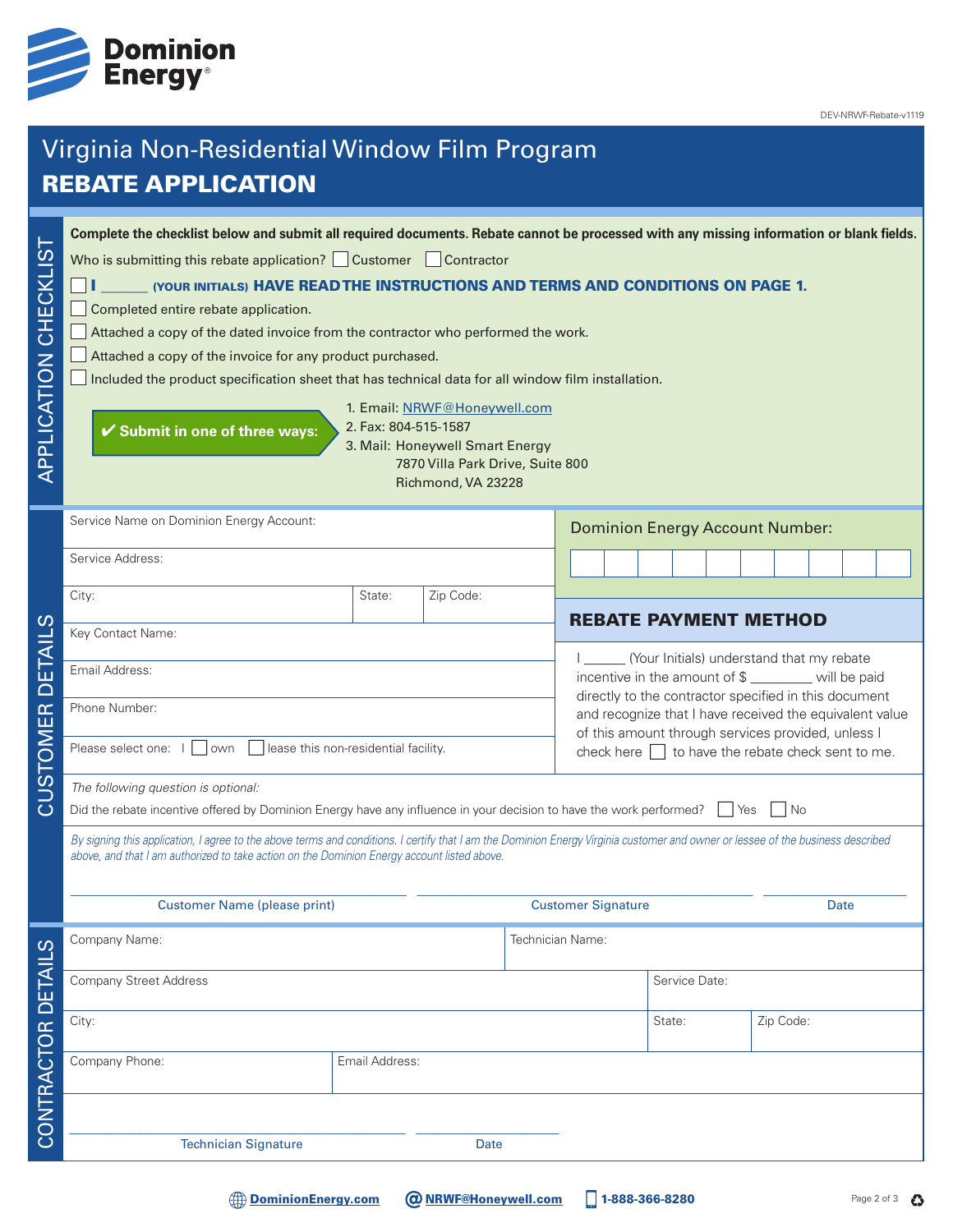Dominion Energy

DEV-NRWF-Rebate-v1119

# Virginia Non-Residential Window Film Program

## REBATE APPLICATION

## APPLICATION CHECKLIST

**Complete the checklist below and submit all required documents. Rebate cannot be processed with any missing information or blank fields.**

Who is submitting this rebate application? ☐ Customer ☐ Contractor

☐ **I ______ (YOUR INITIALS) HAVE READ THE INSTRUCTIONS AND TERMS AND CONDITIONS ON PAGE 1.**

☐ Completed entire rebate application.

☐ Attached a copy of the dated invoice from the contractor who performed the work.

☐ Attached a copy of the invoice for any product purchased.

☐ Included the product specification sheet that has technical data for all window film installation.

**✔ Submit in one of three ways:**

1. Email: NRWF@Honeywell.com
2. Fax: 804-515-1587
3. Mail: Honeywell Smart Energy
   7870 Villa Park Drive, Suite 800
   Richmond, VA 23228

## CUSTOMER DETAILS

| | | |
|---|---|---|
| Service Name on Dominion Energy Account: | | |
| Service Address: | | |
| City: | State: | Zip Code: |
| Key Contact Name: | | |
| Email Address: | | |
| Phone Number: | | |

Please select one: I ☐ own ☐ lease this non-residential facility.

**Dominion Energy Account Number:** ☐☐☐☐☐☐☐☐☐☐

### REBATE PAYMENT METHOD

I ______ (Your Initials) understand that my rebate incentive in the amount of $ ________ will be paid directly to the contractor specified in this document and recognize that I have received the equivalent value of this amount through services provided, unless I check here ☐ to have the rebate check sent to me.

*The following question is optional:*

Did the rebate incentive offered by Dominion Energy have any influence in your decision to have the work performed? ☐ Yes ☐ No

*By signing this application, I agree to the above terms and conditions. I certify that I am the Dominion Energy Virginia customer and owner or lessee of the business described above, and that I am authorized to take action on the Dominion Energy account listed above.*

| Customer Name (please print) | Customer Signature | Date |
|---|---|---|
| | | |

## CONTRACTOR DETAILS

| | | |
|---|---|---|
| Company Name: | Technician Name: | |
| Company Street Address | Service Date: | |
| City: | State: | Zip Code: |
| Company Phone: | Email Address: | |

| Technician Signature | Date |
|---|---|
| | |

DominionEnergy.com | NRWF@Honeywell.com | 1-888-366-8280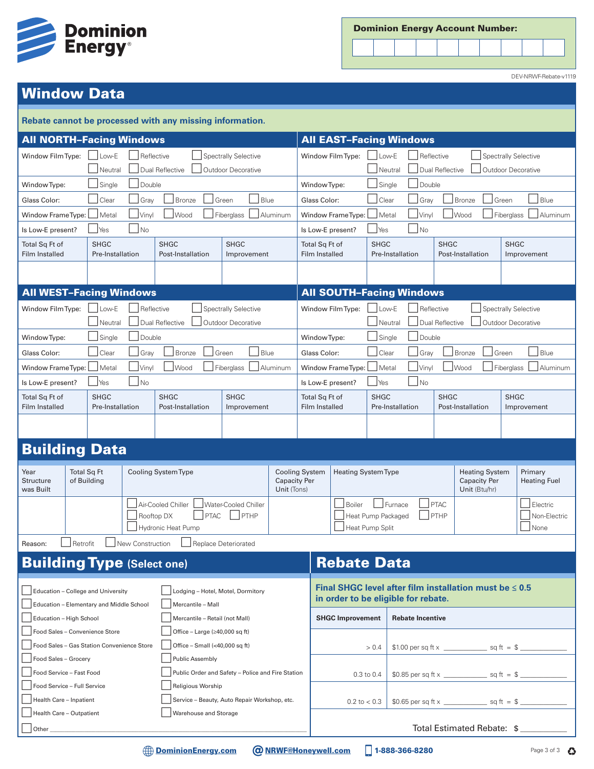Dominion Energy

**Dominion Energy Account Number:**

DEV-NRWF-Rebate-v1119

# Window Data

**Rebate cannot be processed with any missing information.**

## All NORTH–Facing Windows

Window Film Type: ☐ Low-E ☐ Reflective ☐ Spectrally Selective ☐ Neutral ☐ Dual Reflective ☐ Outdoor Decorative

Window Type: ☐ Single ☐ Double

Glass Color: ☐ Clear ☐ Gray ☐ Bronze ☐ Green ☐ Blue

Window Frame Type: ☐ Metal ☐ Vinyl ☐ Wood ☐ Fiberglass ☐ Aluminum

Is Low-E present? ☐ Yes ☐ No

| Total Sq Ft of Film Installed | SHGC Pre-Installation | SHGC Post-Installation | SHGC Improvement |
|---|---|---|---|
| | | | |

## All EAST–Facing Windows

Window Film Type: ☐ Low-E ☐ Reflective ☐ Spectrally Selective ☐ Neutral ☐ Dual Reflective ☐ Outdoor Decorative

Window Type: ☐ Single ☐ Double

Glass Color: ☐ Clear ☐ Gray ☐ Bronze ☐ Green ☐ Blue

Window Frame Type: ☐ Metal ☐ Vinyl ☐ Wood ☐ Fiberglass ☐ Aluminum

Is Low-E present? ☐ Yes ☐ No

| Total Sq Ft of Film Installed | SHGC Pre-Installation | SHGC Post-Installation | SHGC Improvement |
|---|---|---|---|
| | | | |

## All WEST–Facing Windows

Window Film Type: ☐ Low-E ☐ Reflective ☐ Spectrally Selective ☐ Neutral ☐ Dual Reflective ☐ Outdoor Decorative

Window Type: ☐ Single ☐ Double

Glass Color: ☐ Clear ☐ Gray ☐ Bronze ☐ Green ☐ Blue

Window Frame Type: ☐ Metal ☐ Vinyl ☐ Wood ☐ Fiberglass ☐ Aluminum

Is Low-E present? ☐ Yes ☐ No

| Total Sq Ft of Film Installed | SHGC Pre-Installation | SHGC Post-Installation | SHGC Improvement |
|---|---|---|---|
| | | | |

## All SOUTH–Facing Windows

Window Film Type: ☐ Low-E ☐ Reflective ☐ Spectrally Selective ☐ Neutral ☐ Dual Reflective ☐ Outdoor Decorative

Window Type: ☐ Single ☐ Double

Glass Color: ☐ Clear ☐ Gray ☐ Bronze ☐ Green ☐ Blue

Window Frame Type: ☐ Metal ☐ Vinyl ☐ Wood ☐ Fiberglass ☐ Aluminum

Is Low-E present? ☐ Yes ☐ No

| Total Sq Ft of Film Installed | SHGC Pre-Installation | SHGC Post-Installation | SHGC Improvement |
|---|---|---|---|
| | | | |

# Building Data

| Year Structure was Built | Total Sq Ft of Building | Cooling System Type | Cooling System Capacity Per Unit (Tons) | Heating System Type | Heating System Capacity Per Unit (Btu/hr) | Primary Heating Fuel |
|---|---|---|---|---|---|---|
| | | ☐ Air-Cooled Chiller ☐ Water-Cooled Chiller ☐ Rooftop DX ☐ PTAC ☐ PTHP ☐ Hydronic Heat Pump | | ☐ Boiler ☐ Furnace ☐ PTAC ☐ Heat Pump Packaged ☐ PTHP ☐ Heat Pump Split | | ☐ Electric ☐ Non-Electric ☐ None |

Reason: ☐ Retrofit ☐ New Construction ☐ Replace Deteriorated

# Building Type (Select one)

- ☐ Education – College and University
- ☐ Education – Elementary and Middle School
- ☐ Education – High School
- ☐ Food Sales – Convenience Store
- ☐ Food Sales – Gas Station Convenience Store
- ☐ Food Sales – Grocery
- ☐ Food Service – Fast Food
- ☐ Food Service – Full Service
- ☐ Health Care – Inpatient
- ☐ Health Care – Outpatient
- ☐ Lodging – Hotel, Motel, Dormitory
- ☐ Mercantile – Mall
- ☐ Mercantile – Retail (not Mall)
- ☐ Office – Large (≥40,000 sq ft)
- ☐ Office – Small (<40,000 sq ft)
- ☐ Public Assembly
- ☐ Public Order and Safety – Police and Fire Station
- ☐ Religious Worship
- ☐ Service – Beauty, Auto Repair Workshop, etc.
- ☐ Warehouse and Storage
- ☐ Other ____________

# Rebate Data

**Final SHGC level after film installation must be ≤ 0.5 in order to be eligible for rebate.**

| SHGC Improvement | Rebate Incentive |
|---|---|
| > 0.4 | \$1.00 per sq ft x ________ sq ft = \$ ________ |
| 0.3 to 0.4 | \$0.85 per sq ft x ________ sq ft = \$ ________ |
| 0.2 to < 0.3 | \$0.65 per sq ft x ________ sq ft = \$ ________ |

Total Estimated Rebate: \$ ________

DominionEnergy.com | NRWF@Honeywell.com | 1-888-366-8280